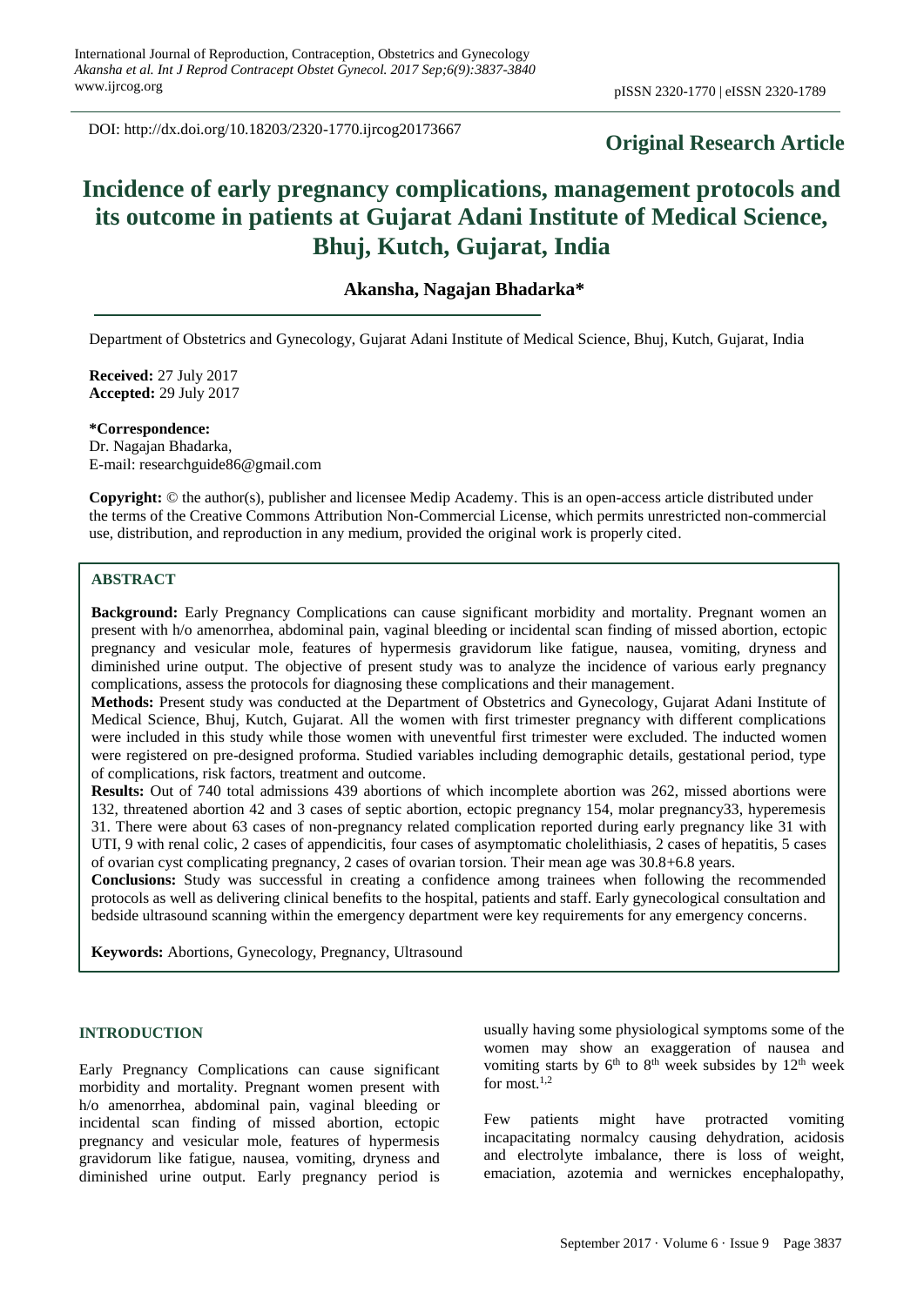DOI: http://dx.doi.org/10.18203/2320-1770.ijrcog20173667

**Original Research Article**

# Incidence of early pregnancy complications, management protocols and its outcome in patients at Gujarat Adani Institute of Medical Science, Bhuj, Kutch, Gujarat, India

**Akansha, Nagajan Bhadarka***

Department of Obstetrics and Gynecology, Gujarat Adani Institute of Medical Science, Bhuj, Kutch, Gujarat, India

**Received:** 27 July 2017
**Accepted:** 29 July 2017

***Correspondence:**
Dr. Nagajan Bhadarka,
E-mail: researchguide86@gmail.com

**Copyright:** © the author(s), publisher and licensee Medip Academy. This is an open-access article distributed under the terms of the Creative Commons Attribution Non-Commercial License, which permits unrestricted non-commercial use, distribution, and reproduction in any medium, provided the original work is properly cited.

## ABSTRACT

**Background:** Early Pregnancy Complications can cause significant morbidity and mortality. Pregnant women an present with h/o amenorrhea, abdominal pain, vaginal bleeding or incidental scan finding of missed abortion, ectopic pregnancy and vesicular mole, features of hypermesis gravidorum like fatigue, nausea, vomiting, dryness and diminished urine output. The objective of present study was to analyze the incidence of various early pregnancy complications, assess the protocols for diagnosing these complications and their management.

**Methods:** Present study was conducted at the Department of Obstetrics and Gynecology, Gujarat Adani Institute of Medical Science, Bhuj, Kutch, Gujarat. All the women with first trimester pregnancy with different complications were included in this study while those women with uneventful first trimester were excluded. The inducted women were registered on pre-designed proforma. Studied variables including demographic details, gestational period, type of complications, risk factors, treatment and outcome.

**Results:** Out of 740 total admissions 439 abortions of which incomplete abortion was 262, missed abortions were 132, threatened abortion 42 and 3 cases of septic abortion, ectopic pregnancy 154, molar pregnancy33, hyperemesis 31. There were about 63 cases of non-pregnancy related complication reported during early pregnancy like 31 with UTI, 9 with renal colic, 2 cases of appendicitis, four cases of asymptomatic cholelithiasis, 2 cases of hepatitis, 5 cases of ovarian cyst complicating pregnancy, 2 cases of ovarian torsion. Their mean age was 30.8+6.8 years.

**Conclusions:** Study was successful in creating a confidence among trainees when following the recommended protocols as well as delivering clinical benefits to the hospital, patients and staff. Early gynecological consultation and bedside ultrasound scanning within the emergency department were key requirements for any emergency concerns.

**Keywords:** Abortions, Gynecology, Pregnancy, Ultrasound

## INTRODUCTION

Early Pregnancy Complications can cause significant morbidity and mortality. Pregnant women present with h/o amenorrhea, abdominal pain, vaginal bleeding or incidental scan finding of missed abortion, ectopic pregnancy and vesicular mole, features of hypermesis gravidorum like fatigue, nausea, vomiting, dryness and diminished urine output. Early pregnancy period is usually having some physiological symptoms some of the women may show an exaggeration of nausea and vomiting starts by $6^{th}$ to $8^{th}$ week subsides by $12^{th}$ week for most.[1,2]

Few patients might have protracted vomiting incapacitating normalcy causing dehydration, acidosis and electrolyte imbalance, there is loss of weight, emaciation, azotemia and wernickes encephalopathy,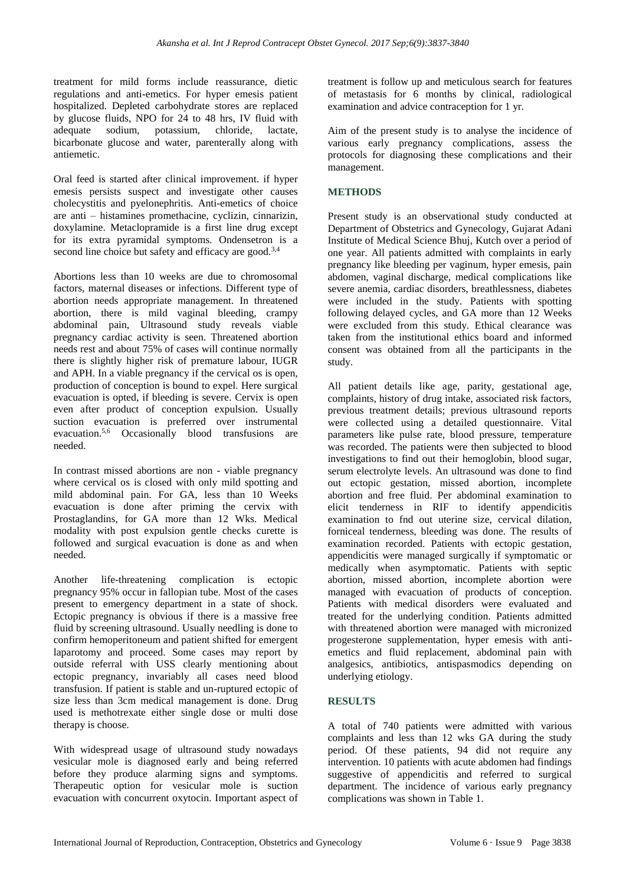treatment for mild forms include reassurance, dietic regulations and anti-emetics. For hyper emesis patient hospitalized. Depleted carbohydrate stores are replaced by glucose fluids, NPO for 24 to 48 hrs, IV fluid with adequate sodium, potassium, chloride, lactate, bicarbonate glucose and water, parenterally along with antiemetic.

Oral feed is started after clinical improvement. if hyper emesis persists suspect and investigate other causes cholecystitis and pyelonephritis. Anti-emetics of choice are anti – histamines promethacine, cyclizin, cinnarizin, doxylamine. Metaclopramide is a first line drug except for its extra pyramidal symptoms. Ondensetron is a second line choice but safety and efficacy are good.[3,4]

Abortions less than 10 weeks are due to chromosomal factors, maternal diseases or infections. Different type of abortion needs appropriate management. In threatened abortion, there is mild vaginal bleeding, crampy abdominal pain, Ultrasound study reveals viable pregnancy cardiac activity is seen. Threatened abortion needs rest and about 75% of cases will continue normally there is slightly higher risk of premature labour, IUGR and APH. In a viable pregnancy if the cervical os is open, production of conception is bound to expel. Here surgical evacuation is opted, if bleeding is severe. Cervix is open even after product of conception expulsion. Usually suction evacuation is preferred over instrumental evacuation.[5,6] Occasionally blood transfusions are needed.

In contrast missed abortions are non - viable pregnancy where cervical os is closed with only mild spotting and mild abdominal pain. For GA, less than 10 Weeks evacuation is done after priming the cervix with Prostaglandins, for GA more than 12 Wks. Medical modality with post expulsion gentle checks curette is followed and surgical evacuation is done as and when needed.

Another life-threatening complication is ectopic pregnancy 95% occur in fallopian tube. Most of the cases present to emergency department in a state of shock. Ectopic pregnancy is obvious if there is a massive free fluid by screening ultrasound. Usually needling is done to confirm hemoperitoneum and patient shifted for emergent laparotomy and proceed. Some cases may report by outside referral with USS clearly mentioning about ectopic pregnancy, invariably all cases need blood transfusion. If patient is stable and un-ruptured ectopic of size less than 3cm medical management is done. Drug used is methotrexate either single dose or multi dose therapy is choose.

With widespread usage of ultrasound study nowadays vesicular mole is diagnosed early and being referred before they produce alarming signs and symptoms. Therapeutic option for vesicular mole is suction evacuation with concurrent oxytocin. Important aspect of treatment is follow up and meticulous search for features of metastasis for 6 months by clinical, radiological examination and advice contraception for 1 yr.

Aim of the present study is to analyse the incidence of various early pregnancy complications, assess the protocols for diagnosing these complications and their management.

## METHODS

Present study is an observational study conducted at Department of Obstetrics and Gynecology, Gujarat Adani Institute of Medical Science Bhuj, Kutch over a period of one year. All patients admitted with complaints in early pregnancy like bleeding per vaginum, hyper emesis, pain abdomen, vaginal discharge, medical complications like severe anemia, cardiac disorders, breathlessness, diabetes were included in the study. Patients with spotting following delayed cycles, and GA more than 12 Weeks were excluded from this study. Ethical clearance was taken from the institutional ethics board and informed consent was obtained from all the participants in the study.

All patient details like age, parity, gestational age, complaints, history of drug intake, associated risk factors, previous treatment details; previous ultrasound reports were collected using a detailed questionnaire. Vital parameters like pulse rate, blood pressure, temperature was recorded. The patients were then subjected to blood investigations to find out their hemoglobin, blood sugar, serum electrolyte levels. An ultrasound was done to find out ectopic gestation, missed abortion, incomplete abortion and free fluid. Per abdominal examination to elicit tenderness in RIF to identify appendicitis examination to fnd out uterine size, cervical dilation, forniceal tenderness, bleeding was done. The results of examination recorded. Patients with ectopic gestation, appendicitis were managed surgically if symptomatic or medically when asymptomatic. Patients with septic abortion, missed abortion, incomplete abortion were managed with evacuation of products of conception. Patients with medical disorders were evaluated and treated for the underlying condition. Patients admitted with threatened abortion were managed with micronized progesterone supplementation, hyper emesis with anti-emetics and fluid replacement, abdominal pain with analgesics, antibiotics, antispasmodics depending on underlying etiology.

## RESULTS

A total of 740 patients were admitted with various complaints and less than 12 wks GA during the study period. Of these patients, 94 did not require any intervention. 10 patients with acute abdomen had findings suggestive of appendicitis and referred to surgical department. The incidence of various early pregnancy complications was shown in Table 1.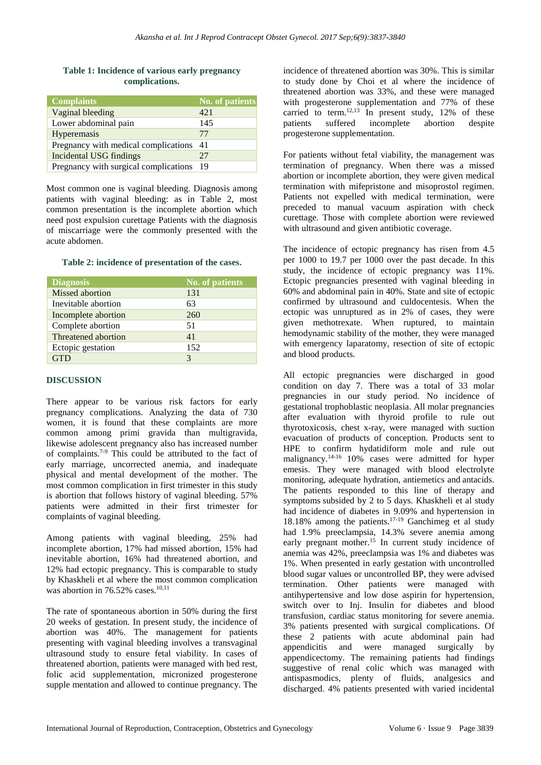**Table 1: Incidence of various early pregnancy complications.**

| Complaints | No. of patients |
| --- | --- |
| Vaginal bleeding | 421 |
| Lower abdominal pain | 145 |
| Hyperemasis | 77 |
| Pregnancy with medical complications | 41 |
| Incidental USG findings | 27 |
| Pregnancy with surgical complications | 19 |

Most common one is vaginal bleeding. Diagnosis among patients with vaginal bleeding: as in Table 2, most common presentation is the incomplete abortion which need post expulsion curettage Patients with the diagnosis of miscarriage were the commonly presented with the acute abdomen.

**Table 2: incidence of presentation of the cases.**

| Diagnosis | No. of patients |
| --- | --- |
| Missed abortion | 131 |
| Inevitable abortion | 63 |
| Incomplete abortion | 260 |
| Complete abortion | 51 |
| Threatened abortion | 41 |
| Ectopic gestation | 152 |
| GTD | 3 |

## DISCUSSION

There appear to be various risk factors for early pregnancy complications. Analyzing the data of 730 women, it is found that these complaints are more common among primi gravida than multigravida, likewise adolescent pregnancy also has increased number of complaints.[7-9] This could be attributed to the fact of early marriage, uncorrected anemia, and inadequate physical and mental development of the mother. The most common complication in first trimester in this study is abortion that follows history of vaginal bleeding. 57% patients were admitted in their first trimester for complaints of vaginal bleeding.

Among patients with vaginal bleeding, 25% had incomplete abortion, 17% had missed abortion, 15% had inevitable abortion, 16% had threatened abortion, and 12% had ectopic pregnancy. This is comparable to study by Khaskheli et al where the most common complication was abortion in 76.52% cases.[10,11]

The rate of spontaneous abortion in 50% during the first 20 weeks of gestation. In present study, the incidence of abortion was 40%. The management for patients presenting with vaginal bleeding involves a transvaginal ultrasound study to ensure fetal viability. In cases of threatened abortion, patients were managed with bed rest, folic acid supplementation, micronized progesterone supple mentation and allowed to continue pregnancy. The incidence of threatened abortion was 30%. This is similar to study done by Choi et al where the incidence of threatened abortion was 33%, and these were managed with progesterone supplementation and 77% of these carried to term.[12,13] In present study, 12% of these patients suffered incomplete abortion despite progesterone supplementation.

For patients without fetal viability, the management was termination of pregnancy. When there was a missed abortion or incomplete abortion, they were given medical termination with mifepristone and misoprostol regimen. Patients not expelled with medical termination, were preceded to manual vacuum aspiration with check curettage. Those with complete abortion were reviewed with ultrasound and given antibiotic coverage.

The incidence of ectopic pregnancy has risen from 4.5 per 1000 to 19.7 per 1000 over the past decade. In this study, the incidence of ectopic pregnancy was 11%. Ectopic pregnancies presented with vaginal bleeding in 60% and abdominal pain in 40%. State and site of ectopic confirmed by ultrasound and culdocentesis. When the ectopic was unruptured as in 2% of cases, they were given methotrexate. When ruptured, to maintain hemodynamic stability of the mother, they were managed with emergency laparatomy, resection of site of ectopic and blood products.

All ectopic pregnancies were discharged in good condition on day 7. There was a total of 33 molar pregnancies in our study period. No incidence of gestational trophoblastic neoplasia. All molar pregnancies after evaluation with thyroid profile to rule out thyrotoxicosis, chest x-ray, were managed with suction evacuation of products of conception. Products sent to HPE to confirm hydatidiform mole and rule out malignancy.[14-16] 10% cases were admitted for hyper emesis. They were managed with blood electrolyte monitoring, adequate hydration, antiemetics and antacids. The patients responded to this line of therapy and symptoms subsided by 2 to 5 days. Khaskheli et al study had incidence of diabetes in 9.09% and hypertension in 18.18% among the patients.[17-19] Ganchimeg et al study had 1.9% preeclampsia, 14.3% severe anemia among early pregnant mother.[15] In current study incidence of anemia was 42%, preeclampsia was 1% and diabetes was 1%. When presented in early gestation with uncontrolled blood sugar values or uncontrolled BP, they were advised termination. Other patients were managed with antihypertensive and low dose aspirin for hypertension, switch over to Inj. Insulin for diabetes and blood transfusion, cardiac status monitoring for severe anemia. 3% patients presented with surgical complications. Of these 2 patients with acute abdominal pain had appendicitis and were managed surgically by appendicectomy. The remaining patients had findings suggestive of renal colic which was managed with antispasmodics, plenty of fluids, analgesics and discharged. 4% patients presented with varied incidental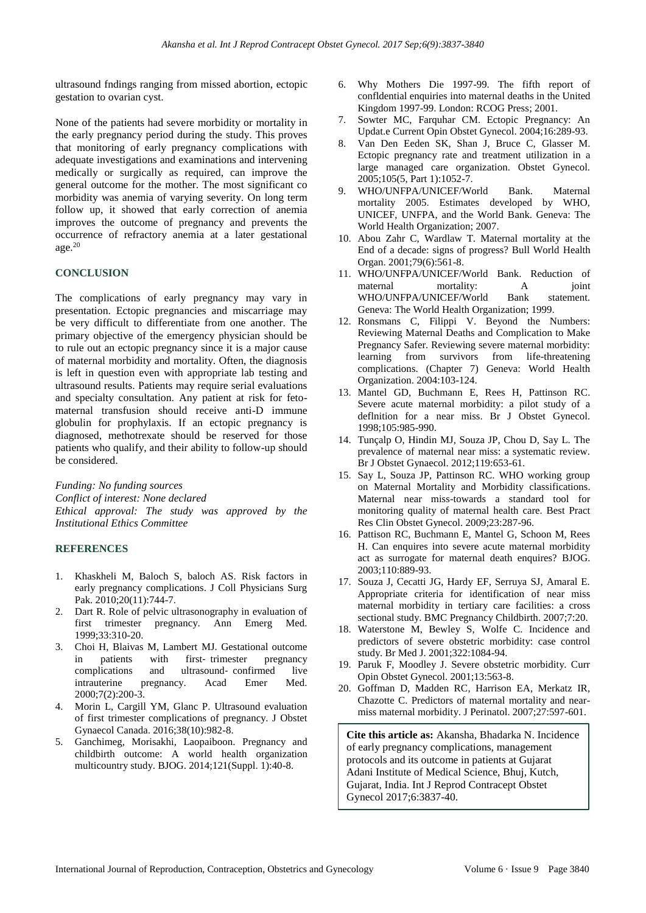ultrasound fndings ranging from missed abortion, ectopic gestation to ovarian cyst.

None of the patients had severe morbidity or mortality in the early pregnancy period during the study. This proves that monitoring of early pregnancy complications with adequate investigations and examinations and intervening medically or surgically as required, can improve the general outcome for the mother. The most significant co morbidity was anemia of varying severity. On long term follow up, it showed that early correction of anemia improves the outcome of pregnancy and prevents the occurrence of refractory anemia at a later gestational age.[20]

## CONCLUSION

The complications of early pregnancy may vary in presentation. Ectopic pregnancies and miscarriage may be very difficult to differentiate from one another. The primary objective of the emergency physician should be to rule out an ectopic pregnancy since it is a major cause of maternal morbidity and mortality. Often, the diagnosis is left in question even with appropriate lab testing and ultrasound results. Patients may require serial evaluations and specialty consultation. Any patient at risk for feto-maternal transfusion should receive anti-D immune globulin for prophylaxis. If an ectopic pregnancy is diagnosed, methotrexate should be reserved for those patients who qualify, and their ability to follow-up should be considered.

*Funding: No funding sources*
*Conflict of interest: None declared*
*Ethical approval: The study was approved by the Institutional Ethics Committee*

## REFERENCES

1. Khaskheli M, Baloch S, baloch AS. Risk factors in early pregnancy complications. J Coll Physicians Surg Pak. 2010;20(11):744-7.
2. Dart R. Role of pelvic ultrasonography in evaluation of first trimester pregnancy. Ann Emerg Med. 1999;33:310-20.
3. Choi H, Blaivas M, Lambert MJ. Gestational outcome in patients with first- trimester pregnancy complications and ultrasound- confirmed live intrauterine pregnancy. Acad Emer Med. 2000;7(2):200-3.
4. Morin L, Cargill YM, Glanc P. Ultrasound evaluation of first trimester complications of pregnancy. J Obstet Gynaecol Canada. 2016;38(10):982-8.
5. Ganchimeg, Morisakhi, Laopaiboon. Pregnancy and childbirth outcome: A world health organization multicountry study. BJOG. 2014;121(Suppl. 1):40-8.
6. Why Mothers Die 1997-99. The fifth report of confldential enquiries into maternal deaths in the United Kingdom 1997-99. London: RCOG Press; 2001.
7. Sowter MC, Farquhar CM. Ectopic Pregnancy: An Updat.e Current Opin Obstet Gynecol. 2004;16:289-93.
8. Van Den Eeden SK, Shan J, Bruce C, Glasser M. Ectopic pregnancy rate and treatment utilization in a large managed care organization. Obstet Gynecol. 2005;105(5, Part 1):1052-7.
9. WHO/UNFPA/UNICEF/World Bank. Maternal mortality 2005. Estimates developed by WHO, UNICEF, UNFPA, and the World Bank. Geneva: The World Health Organization; 2007.
10. Abou Zahr C, Wardlaw T. Maternal mortality at the End of a decade: signs of progress? Bull World Health Organ. 2001;79(6):561-8.
11. WHO/UNFPA/UNICEF/World Bank. Reduction of maternal mortality: A joint WHO/UNFPA/UNICEF/World Bank statement. Geneva: The World Health Organization; 1999.
12. Ronsmans C, Filippi V. Beyond the Numbers: Reviewing Maternal Deaths and Complication to Make Pregnancy Safer. Reviewing severe maternal morbidity: learning from survivors from life-threatening complications. (Chapter 7) Geneva: World Health Organization. 2004:103-124.
13. Mantel GD, Buchmann E, Rees H, Pattinson RC. Severe acute maternal morbidity: a pilot study of a deflnition for a near miss. Br J Obstet Gynecol. 1998;105:985-990.
14. Tunçalp O, Hindin MJ, Souza JP, Chou D, Say L. The prevalence of maternal near miss: a systematic review. Br J Obstet Gynaecol. 2012;119:653-61.
15. Say L, Souza JP, Pattinson RC. WHO working group on Maternal Mortality and Morbidity classifications. Maternal near miss-towards a standard tool for monitoring quality of maternal health care. Best Pract Res Clin Obstet Gynecol. 2009;23:287-96.
16. Pattison RC, Buchmann E, Mantel G, Schoon M, Rees H. Can enquires into severe acute maternal morbidity act as surrogate for maternal death enquires? BJOG. 2003;110:889-93.
17. Souza J, Cecatti JG, Hardy EF, Serruya SJ, Amaral E. Appropriate criteria for identification of near miss maternal morbidity in tertiary care facilities: a cross sectional study. BMC Pregnancy Childbirth. 2007;7:20.
18. Waterstone M, Bewley S, Wolfe C. Incidence and predictors of severe obstetric morbidity: case control study. Br Med J. 2001;322:1084-94.
19. Paruk F, Moodley J. Severe obstetric morbidity. Curr Opin Obstet Gynecol. 2001;13:563-8.
20. Goffman D, Madden RC, Harrison EA, Merkatz IR, Chazotte C. Predictors of maternal mortality and near-miss maternal morbidity. J Perinatol. 2007;27:597-601.

**Cite this article as:** Akansha, Bhadarka N. Incidence of early pregnancy complications, management protocols and its outcome in patients at Gujarat Adani Institute of Medical Science, Bhuj, Kutch, Gujarat, India. Int J Reprod Contracept Obstet Gynecol 2017;6:3837-40.